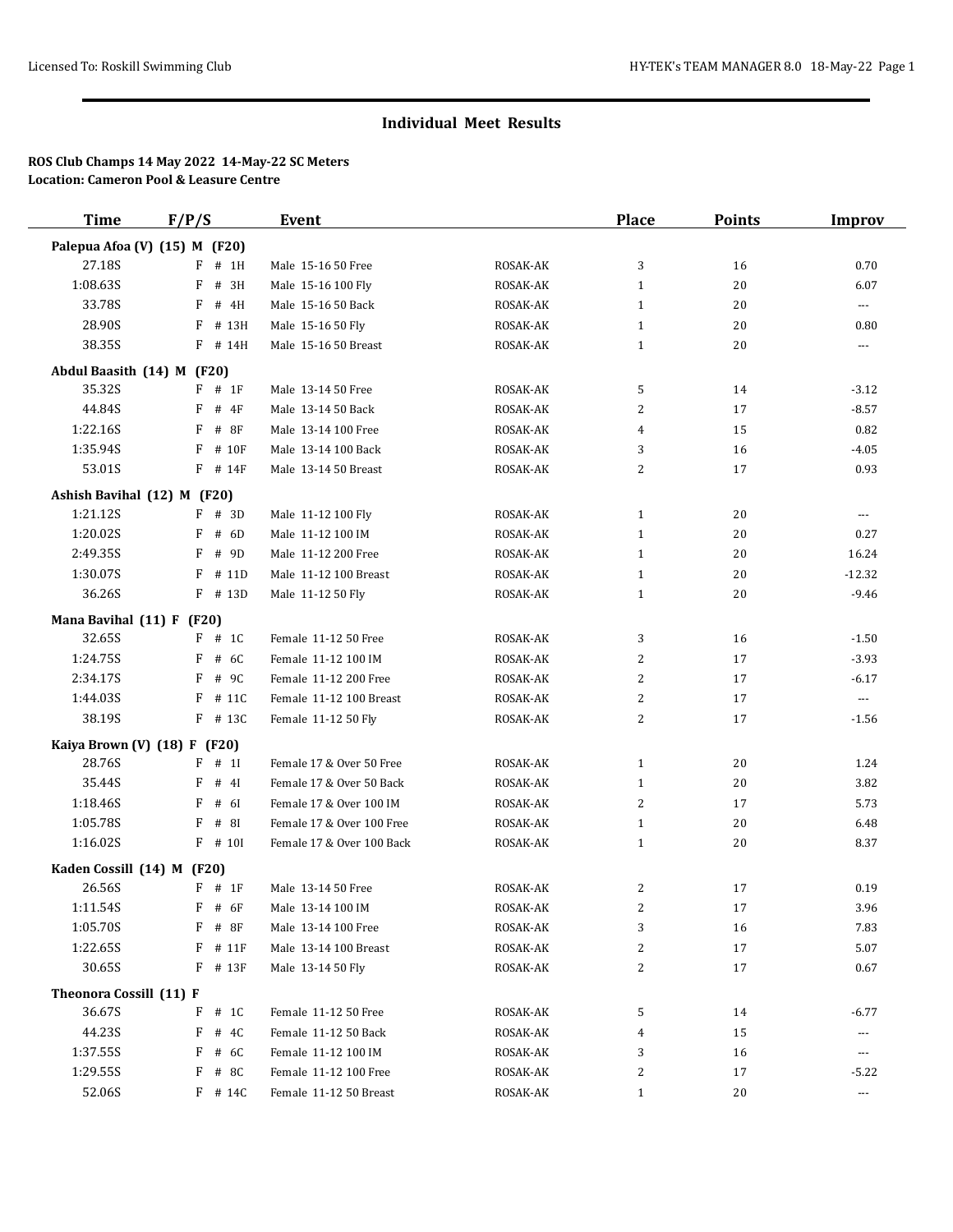## Individual Meet Results

**ROS Club Champs 14 May 2022 14-May-22 SC Meters**
**Location: Cameron Pool & Leasure Centre**

| Time | F/P/S | Event | | Place | Points | Improv |
|---|---|---|---|---|---|---|
| **Palepua Afoa (V) (15) M (F20)** | | | | | | |
| 27.18S | F # 1H | Male 15-16 50 Free | ROSAK-AK | 3 | 16 | 0.70 |
| 1:08.63S | F # 3H | Male 15-16 100 Fly | ROSAK-AK | 1 | 20 | 6.07 |
| 33.78S | F # 4H | Male 15-16 50 Back | ROSAK-AK | 1 | 20 | --- |
| 28.90S | F # 13H | Male 15-16 50 Fly | ROSAK-AK | 1 | 20 | 0.80 |
| 38.35S | F # 14H | Male 15-16 50 Breast | ROSAK-AK | 1 | 20 | --- |
| **Abdul Baasith (14) M (F20)** | | | | | | |
| 35.32S | F # 1F | Male 13-14 50 Free | ROSAK-AK | 5 | 14 | -3.12 |
| 44.84S | F # 4F | Male 13-14 50 Back | ROSAK-AK | 2 | 17 | -8.57 |
| 1:22.16S | F # 8F | Male 13-14 100 Free | ROSAK-AK | 4 | 15 | 0.82 |
| 1:35.94S | F # 10F | Male 13-14 100 Back | ROSAK-AK | 3 | 16 | -4.05 |
| 53.01S | F # 14F | Male 13-14 50 Breast | ROSAK-AK | 2 | 17 | 0.93 |
| **Ashish Bavihal (12) M (F20)** | | | | | | |
| 1:21.12S | F # 3D | Male 11-12 100 Fly | ROSAK-AK | 1 | 20 | --- |
| 1:20.02S | F # 6D | Male 11-12 100 IM | ROSAK-AK | 1 | 20 | 0.27 |
| 2:49.35S | F # 9D | Male 11-12 200 Free | ROSAK-AK | 1 | 20 | 16.24 |
| 1:30.07S | F # 11D | Male 11-12 100 Breast | ROSAK-AK | 1 | 20 | -12.32 |
| 36.26S | F # 13D | Male 11-12 50 Fly | ROSAK-AK | 1 | 20 | -9.46 |
| **Mana Bavihal (11) F (F20)** | | | | | | |
| 32.65S | F # 1C | Female 11-12 50 Free | ROSAK-AK | 3 | 16 | -1.50 |
| 1:24.75S | F # 6C | Female 11-12 100 IM | ROSAK-AK | 2 | 17 | -3.93 |
| 2:34.17S | F # 9C | Female 11-12 200 Free | ROSAK-AK | 2 | 17 | -6.17 |
| 1:44.03S | F # 11C | Female 11-12 100 Breast | ROSAK-AK | 2 | 17 | --- |
| 38.19S | F # 13C | Female 11-12 50 Fly | ROSAK-AK | 2 | 17 | -1.56 |
| **Kaiya Brown (V) (18) F (F20)** | | | | | | |
| 28.76S | F # 1I | Female 17 & Over 50 Free | ROSAK-AK | 1 | 20 | 1.24 |
| 35.44S | F # 4I | Female 17 & Over 50 Back | ROSAK-AK | 1 | 20 | 3.82 |
| 1:18.46S | F # 6I | Female 17 & Over 100 IM | ROSAK-AK | 2 | 17 | 5.73 |
| 1:05.78S | F # 8I | Female 17 & Over 100 Free | ROSAK-AK | 1 | 20 | 6.48 |
| 1:16.02S | F # 10I | Female 17 & Over 100 Back | ROSAK-AK | 1 | 20 | 8.37 |
| **Kaden Cossill (14) M (F20)** | | | | | | |
| 26.56S | F # 1F | Male 13-14 50 Free | ROSAK-AK | 2 | 17 | 0.19 |
| 1:11.54S | F # 6F | Male 13-14 100 IM | ROSAK-AK | 2 | 17 | 3.96 |
| 1:05.70S | F # 8F | Male 13-14 100 Free | ROSAK-AK | 3 | 16 | 7.83 |
| 1:22.65S | F # 11F | Male 13-14 100 Breast | ROSAK-AK | 2 | 17 | 5.07 |
| 30.65S | F # 13F | Male 13-14 50 Fly | ROSAK-AK | 2 | 17 | 0.67 |
| **Theonora Cossill (11) F** | | | | | | |
| 36.67S | F # 1C | Female 11-12 50 Free | ROSAK-AK | 5 | 14 | -6.77 |
| 44.23S | F # 4C | Female 11-12 50 Back | ROSAK-AK | 4 | 15 | --- |
| 1:37.55S | F # 6C | Female 11-12 100 IM | ROSAK-AK | 3 | 16 | --- |
| 1:29.55S | F # 8C | Female 11-12 100 Free | ROSAK-AK | 2 | 17 | -5.22 |
| 52.06S | F # 14C | Female 11-12 50 Breast | ROSAK-AK | 1 | 20 | --- |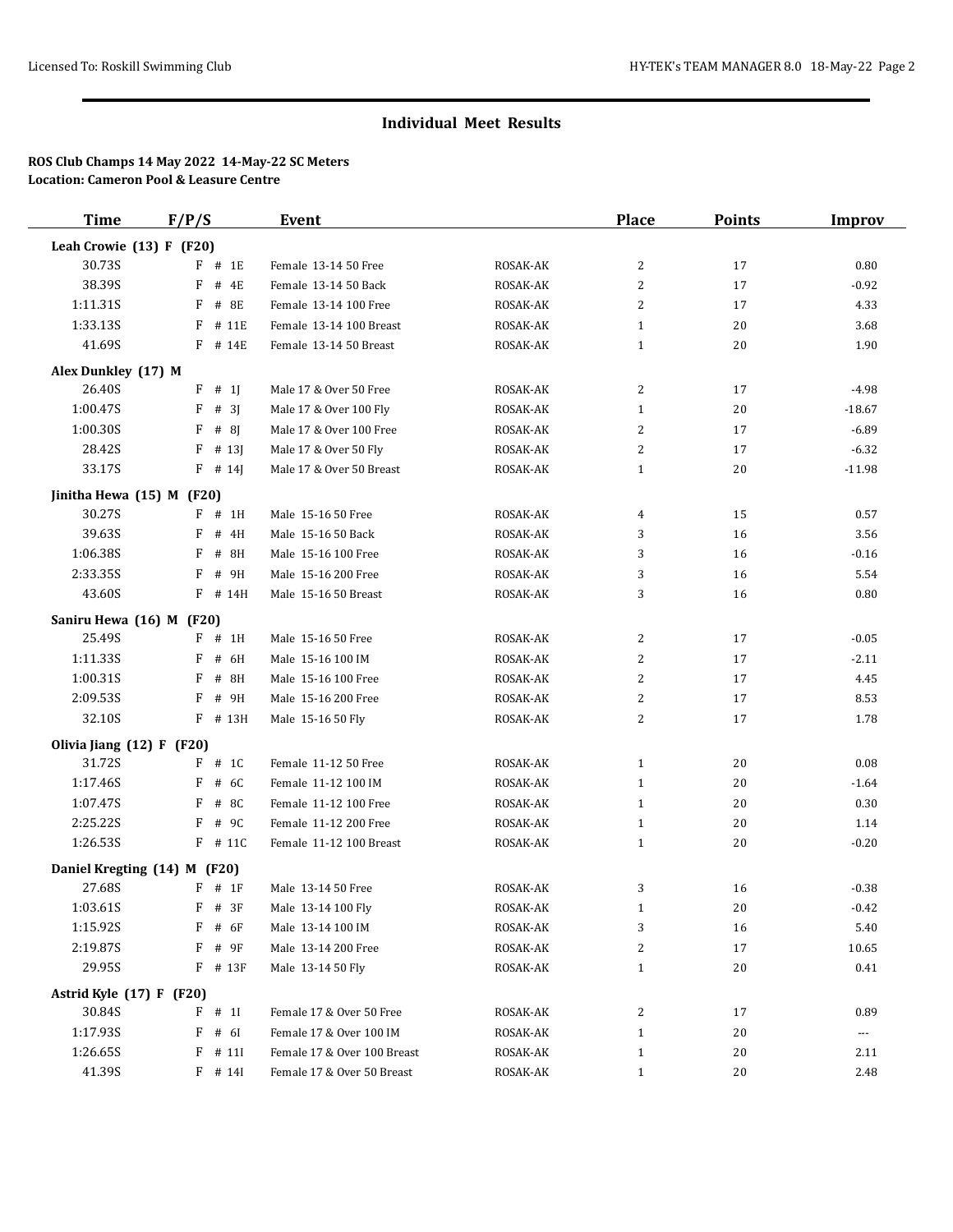## Individual Meet Results

**ROS Club Champs 14 May 2022 14-May-22 SC Meters**
**Location: Cameron Pool & Leasure Centre**

| Time | F/P/S | Event | | Place | Points | Improv |
|---|---|---|---|---|---|---|
| **Leah Crowie (13) F (F20)** | | | | | | |
| 30.73S | F # 1E | Female 13-14 50 Free | ROSAK-AK | 2 | 17 | 0.80 |
| 38.39S | F # 4E | Female 13-14 50 Back | ROSAK-AK | 2 | 17 | -0.92 |
| 1:11.31S | F # 8E | Female 13-14 100 Free | ROSAK-AK | 2 | 17 | 4.33 |
| 1:33.13S | F # 11E | Female 13-14 100 Breast | ROSAK-AK | 1 | 20 | 3.68 |
| 41.69S | F # 14E | Female 13-14 50 Breast | ROSAK-AK | 1 | 20 | 1.90 |
| **Alex Dunkley (17) M** | | | | | | |
| 26.40S | F # 1J | Male 17 & Over 50 Free | ROSAK-AK | 2 | 17 | -4.98 |
| 1:00.47S | F # 3J | Male 17 & Over 100 Fly | ROSAK-AK | 1 | 20 | -18.67 |
| 1:00.30S | F # 8J | Male 17 & Over 100 Free | ROSAK-AK | 2 | 17 | -6.89 |
| 28.42S | F # 13J | Male 17 & Over 50 Fly | ROSAK-AK | 2 | 17 | -6.32 |
| 33.17S | F # 14J | Male 17 & Over 50 Breast | ROSAK-AK | 1 | 20 | -11.98 |
| **Jinitha Hewa (15) M (F20)** | | | | | | |
| 30.27S | F # 1H | Male 15-16 50 Free | ROSAK-AK | 4 | 15 | 0.57 |
| 39.63S | F # 4H | Male 15-16 50 Back | ROSAK-AK | 3 | 16 | 3.56 |
| 1:06.38S | F # 8H | Male 15-16 100 Free | ROSAK-AK | 3 | 16 | -0.16 |
| 2:33.35S | F # 9H | Male 15-16 200 Free | ROSAK-AK | 3 | 16 | 5.54 |
| 43.60S | F # 14H | Male 15-16 50 Breast | ROSAK-AK | 3 | 16 | 0.80 |
| **Saniru Hewa (16) M (F20)** | | | | | | |
| 25.49S | F # 1H | Male 15-16 50 Free | ROSAK-AK | 2 | 17 | -0.05 |
| 1:11.33S | F # 6H | Male 15-16 100 IM | ROSAK-AK | 2 | 17 | -2.11 |
| 1:00.31S | F # 8H | Male 15-16 100 Free | ROSAK-AK | 2 | 17 | 4.45 |
| 2:09.53S | F # 9H | Male 15-16 200 Free | ROSAK-AK | 2 | 17 | 8.53 |
| 32.10S | F # 13H | Male 15-16 50 Fly | ROSAK-AK | 2 | 17 | 1.78 |
| **Olivia Jiang (12) F (F20)** | | | | | | |
| 31.72S | F # 1C | Female 11-12 50 Free | ROSAK-AK | 1 | 20 | 0.08 |
| 1:17.46S | F # 6C | Female 11-12 100 IM | ROSAK-AK | 1 | 20 | -1.64 |
| 1:07.47S | F # 8C | Female 11-12 100 Free | ROSAK-AK | 1 | 20 | 0.30 |
| 2:25.22S | F # 9C | Female 11-12 200 Free | ROSAK-AK | 1 | 20 | 1.14 |
| 1:26.53S | F # 11C | Female 11-12 100 Breast | ROSAK-AK | 1 | 20 | -0.20 |
| **Daniel Kregting (14) M (F20)** | | | | | | |
| 27.68S | F # 1F | Male 13-14 50 Free | ROSAK-AK | 3 | 16 | -0.38 |
| 1:03.61S | F # 3F | Male 13-14 100 Fly | ROSAK-AK | 1 | 20 | -0.42 |
| 1:15.92S | F # 6F | Male 13-14 100 IM | ROSAK-AK | 3 | 16 | 5.40 |
| 2:19.87S | F # 9F | Male 13-14 200 Free | ROSAK-AK | 2 | 17 | 10.65 |
| 29.95S | F # 13F | Male 13-14 50 Fly | ROSAK-AK | 1 | 20 | 0.41 |
| **Astrid Kyle (17) F (F20)** | | | | | | |
| 30.84S | F # 1I | Female 17 & Over 50 Free | ROSAK-AK | 2 | 17 | 0.89 |
| 1:17.93S | F # 6I | Female 17 & Over 100 IM | ROSAK-AK | 1 | 20 | --- |
| 1:26.65S | F # 11I | Female 17 & Over 100 Breast | ROSAK-AK | 1 | 20 | 2.11 |
| 41.39S | F # 14I | Female 17 & Over 50 Breast | ROSAK-AK | 1 | 20 | 2.48 |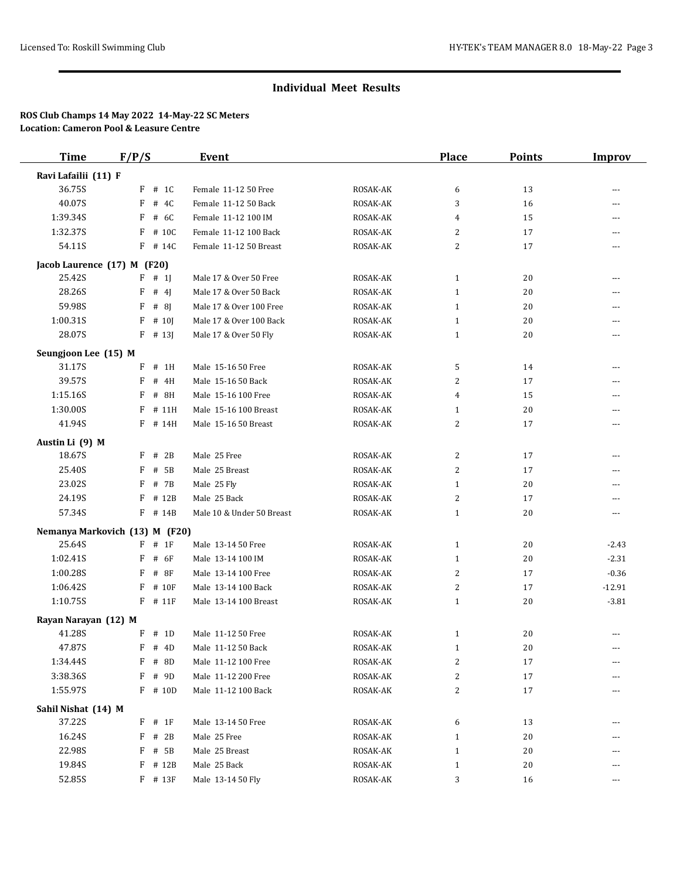## Individual Meet Results

**ROS Club Champs 14 May 2022 14-May-22 SC Meters**
**Location: Cameron Pool & Leasure Centre**

| Time | F/P/S | Event | | Place | Points | Improv |
|---|---|---|---|---|---|---|
| **Ravi Lafailii (11) F** | | | | | | |
| 36.75S | F # 1C | Female 11-12 50 Free | ROSAK-AK | 6 | 13 | --- |
| 40.07S | F # 4C | Female 11-12 50 Back | ROSAK-AK | 3 | 16 | --- |
| 1:39.34S | F # 6C | Female 11-12 100 IM | ROSAK-AK | 4 | 15 | --- |
| 1:32.37S | F # 10C | Female 11-12 100 Back | ROSAK-AK | 2 | 17 | --- |
| 54.11S | F # 14C | Female 11-12 50 Breast | ROSAK-AK | 2 | 17 | --- |
| **Jacob Laurence (17) M (F20)** | | | | | | |
| 25.42S | F # 1J | Male 17 & Over 50 Free | ROSAK-AK | 1 | 20 | --- |
| 28.26S | F # 4J | Male 17 & Over 50 Back | ROSAK-AK | 1 | 20 | --- |
| 59.98S | F # 8J | Male 17 & Over 100 Free | ROSAK-AK | 1 | 20 | --- |
| 1:00.31S | F # 10J | Male 17 & Over 100 Back | ROSAK-AK | 1 | 20 | --- |
| 28.07S | F # 13J | Male 17 & Over 50 Fly | ROSAK-AK | 1 | 20 | --- |
| **Seungjoon Lee (15) M** | | | | | | |
| 31.17S | F # 1H | Male 15-16 50 Free | ROSAK-AK | 5 | 14 | --- |
| 39.57S | F # 4H | Male 15-16 50 Back | ROSAK-AK | 2 | 17 | --- |
| 1:15.16S | F # 8H | Male 15-16 100 Free | ROSAK-AK | 4 | 15 | --- |
| 1:30.00S | F # 11H | Male 15-16 100 Breast | ROSAK-AK | 1 | 20 | --- |
| 41.94S | F # 14H | Male 15-16 50 Breast | ROSAK-AK | 2 | 17 | --- |
| **Austin Li (9) M** | | | | | | |
| 18.67S | F # 2B | Male 25 Free | ROSAK-AK | 2 | 17 | --- |
| 25.40S | F # 5B | Male 25 Breast | ROSAK-AK | 2 | 17 | --- |
| 23.02S | F # 7B | Male 25 Fly | ROSAK-AK | 1 | 20 | --- |
| 24.19S | F # 12B | Male 25 Back | ROSAK-AK | 2 | 17 | --- |
| 57.34S | F # 14B | Male 10 & Under 50 Breast | ROSAK-AK | 1 | 20 | --- |
| **Nemanya Markovich (13) M (F20)** | | | | | | |
| 25.64S | F # 1F | Male 13-14 50 Free | ROSAK-AK | 1 | 20 | -2.43 |
| 1:02.41S | F # 6F | Male 13-14 100 IM | ROSAK-AK | 1 | 20 | -2.31 |
| 1:00.28S | F # 8F | Male 13-14 100 Free | ROSAK-AK | 2 | 17 | -0.36 |
| 1:06.42S | F # 10F | Male 13-14 100 Back | ROSAK-AK | 2 | 17 | -12.91 |
| 1:10.75S | F # 11F | Male 13-14 100 Breast | ROSAK-AK | 1 | 20 | -3.81 |
| **Rayan Narayan (12) M** | | | | | | |
| 41.28S | F # 1D | Male 11-12 50 Free | ROSAK-AK | 1 | 20 | --- |
| 47.87S | F # 4D | Male 11-12 50 Back | ROSAK-AK | 1 | 20 | --- |
| 1:34.44S | F # 8D | Male 11-12 100 Free | ROSAK-AK | 2 | 17 | --- |
| 3:38.36S | F # 9D | Male 11-12 200 Free | ROSAK-AK | 2 | 17 | --- |
| 1:55.97S | F # 10D | Male 11-12 100 Back | ROSAK-AK | 2 | 17 | --- |
| **Sahil Nishat (14) M** | | | | | | |
| 37.22S | F # 1F | Male 13-14 50 Free | ROSAK-AK | 6 | 13 | --- |
| 16.24S | F # 2B | Male 25 Free | ROSAK-AK | 1 | 20 | --- |
| 22.98S | F # 5B | Male 25 Breast | ROSAK-AK | 1 | 20 | --- |
| 19.84S | F # 12B | Male 25 Back | ROSAK-AK | 1 | 20 | --- |
| 52.85S | F # 13F | Male 13-14 50 Fly | ROSAK-AK | 3 | 16 | --- |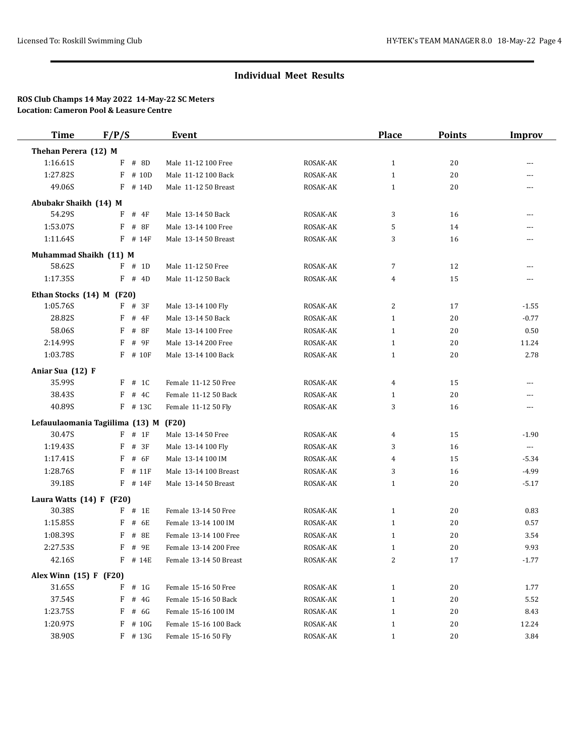## Individual Meet Results

**ROS Club Champs 14 May 2022 14-May-22 SC Meters**
**Location: Cameron Pool & Leasure Centre**

| Time | F/P/S | Event | | Place | Points | Improv |
|---|---|---|---|---|---|---|
| **Thehan Perera (12) M** | | | | | | |
| 1:16.61S | F # 8D | Male 11-12 100 Free | ROSAK-AK | 1 | 20 | --- |
| 1:27.82S | F # 10D | Male 11-12 100 Back | ROSAK-AK | 1 | 20 | --- |
| 49.06S | F # 14D | Male 11-12 50 Breast | ROSAK-AK | 1 | 20 | --- |
| **Abubakr Shaikh (14) M** | | | | | | |
| 54.29S | F # 4F | Male 13-14 50 Back | ROSAK-AK | 3 | 16 | --- |
| 1:53.07S | F # 8F | Male 13-14 100 Free | ROSAK-AK | 5 | 14 | --- |
| 1:11.64S | F # 14F | Male 13-14 50 Breast | ROSAK-AK | 3 | 16 | --- |
| **Muhammad Shaikh (11) M** | | | | | | |
| 58.62S | F # 1D | Male 11-12 50 Free | ROSAK-AK | 7 | 12 | --- |
| 1:17.35S | F # 4D | Male 11-12 50 Back | ROSAK-AK | 4 | 15 | --- |
| **Ethan Stocks (14) M (F20)** | | | | | | |
| 1:05.76S | F # 3F | Male 13-14 100 Fly | ROSAK-AK | 2 | 17 | -1.55 |
| 28.82S | F # 4F | Male 13-14 50 Back | ROSAK-AK | 1 | 20 | -0.77 |
| 58.06S | F # 8F | Male 13-14 100 Free | ROSAK-AK | 1 | 20 | 0.50 |
| 2:14.99S | F # 9F | Male 13-14 200 Free | ROSAK-AK | 1 | 20 | 11.24 |
| 1:03.78S | F # 10F | Male 13-14 100 Back | ROSAK-AK | 1 | 20 | 2.78 |
| **Aniar Sua (12) F** | | | | | | |
| 35.99S | F # 1C | Female 11-12 50 Free | ROSAK-AK | 4 | 15 | --- |
| 38.43S | F # 4C | Female 11-12 50 Back | ROSAK-AK | 1 | 20 | --- |
| 40.89S | F # 13C | Female 11-12 50 Fly | ROSAK-AK | 3 | 16 | --- |
| **Lefauulaomania Tagiilima (13) M (F20)** | | | | | | |
| 30.47S | F # 1F | Male 13-14 50 Free | ROSAK-AK | 4 | 15 | -1.90 |
| 1:19.43S | F # 3F | Male 13-14 100 Fly | ROSAK-AK | 3 | 16 | --- |
| 1:17.41S | F # 6F | Male 13-14 100 IM | ROSAK-AK | 4 | 15 | -5.34 |
| 1:28.76S | F # 11F | Male 13-14 100 Breast | ROSAK-AK | 3 | 16 | -4.99 |
| 39.18S | F # 14F | Male 13-14 50 Breast | ROSAK-AK | 1 | 20 | -5.17 |
| **Laura Watts (14) F (F20)** | | | | | | |
| 30.38S | F # 1E | Female 13-14 50 Free | ROSAK-AK | 1 | 20 | 0.83 |
| 1:15.85S | F # 6E | Female 13-14 100 IM | ROSAK-AK | 1 | 20 | 0.57 |
| 1:08.39S | F # 8E | Female 13-14 100 Free | ROSAK-AK | 1 | 20 | 3.54 |
| 2:27.53S | F # 9E | Female 13-14 200 Free | ROSAK-AK | 1 | 20 | 9.93 |
| 42.16S | F # 14E | Female 13-14 50 Breast | ROSAK-AK | 2 | 17 | -1.77 |
| **Alex Winn (15) F (F20)** | | | | | | |
| 31.65S | F # 1G | Female 15-16 50 Free | ROSAK-AK | 1 | 20 | 1.77 |
| 37.54S | F # 4G | Female 15-16 50 Back | ROSAK-AK | 1 | 20 | 5.52 |
| 1:23.75S | F # 6G | Female 15-16 100 IM | ROSAK-AK | 1 | 20 | 8.43 |
| 1:20.97S | F # 10G | Female 15-16 100 Back | ROSAK-AK | 1 | 20 | 12.24 |
| 38.90S | F # 13G | Female 15-16 50 Fly | ROSAK-AK | 1 | 20 | 3.84 |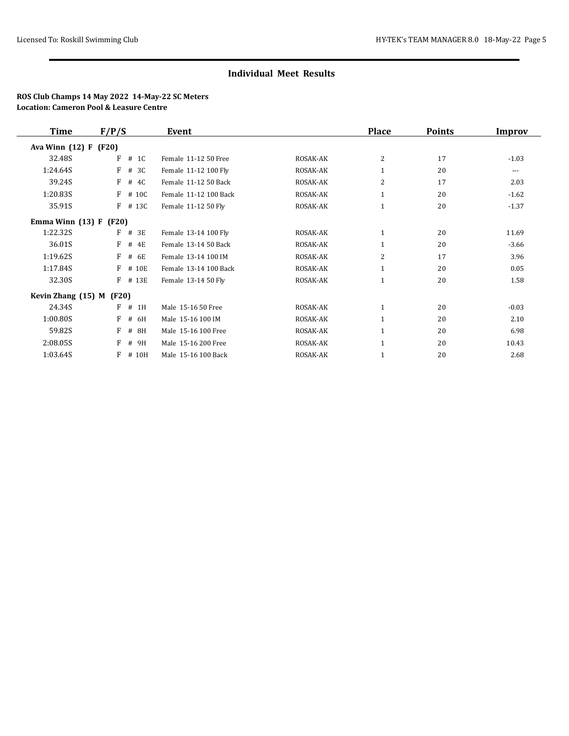## Individual Meet Results

**ROS Club Champs 14 May 2022 14-May-22 SC Meters**
**Location: Cameron Pool & Leasure Centre**

| Time | F/P/S | Event | | Place | Points | Improv |
|---|---|---|---|---|---|---|
| **Ava Winn (12) F (F20)** | | | | | | |
| 32.48S | F # 1C | Female 11-12 50 Free | ROSAK-AK | 2 | 17 | -1.03 |
| 1:24.64S | F # 3C | Female 11-12 100 Fly | ROSAK-AK | 1 | 20 | --- |
| 39.24S | F # 4C | Female 11-12 50 Back | ROSAK-AK | 2 | 17 | 2.03 |
| 1:20.83S | F # 10C | Female 11-12 100 Back | ROSAK-AK | 1 | 20 | -1.62 |
| 35.91S | F # 13C | Female 11-12 50 Fly | ROSAK-AK | 1 | 20 | -1.37 |
| **Emma Winn (13) F (F20)** | | | | | | |
| 1:22.32S | F # 3E | Female 13-14 100 Fly | ROSAK-AK | 1 | 20 | 11.69 |
| 36.01S | F # 4E | Female 13-14 50 Back | ROSAK-AK | 1 | 20 | -3.66 |
| 1:19.62S | F # 6E | Female 13-14 100 IM | ROSAK-AK | 2 | 17 | 3.96 |
| 1:17.84S | F # 10E | Female 13-14 100 Back | ROSAK-AK | 1 | 20 | 0.05 |
| 32.30S | F # 13E | Female 13-14 50 Fly | ROSAK-AK | 1 | 20 | 1.58 |
| **Kevin Zhang (15) M (F20)** | | | | | | |
| 24.34S | F # 1H | Male 15-16 50 Free | ROSAK-AK | 1 | 20 | -0.03 |
| 1:00.80S | F # 6H | Male 15-16 100 IM | ROSAK-AK | 1 | 20 | 2.10 |
| 59.82S | F # 8H | Male 15-16 100 Free | ROSAK-AK | 1 | 20 | 6.98 |
| 2:08.05S | F # 9H | Male 15-16 200 Free | ROSAK-AK | 1 | 20 | 10.43 |
| 1:03.64S | F # 10H | Male 15-16 100 Back | ROSAK-AK | 1 | 20 | 2.68 |